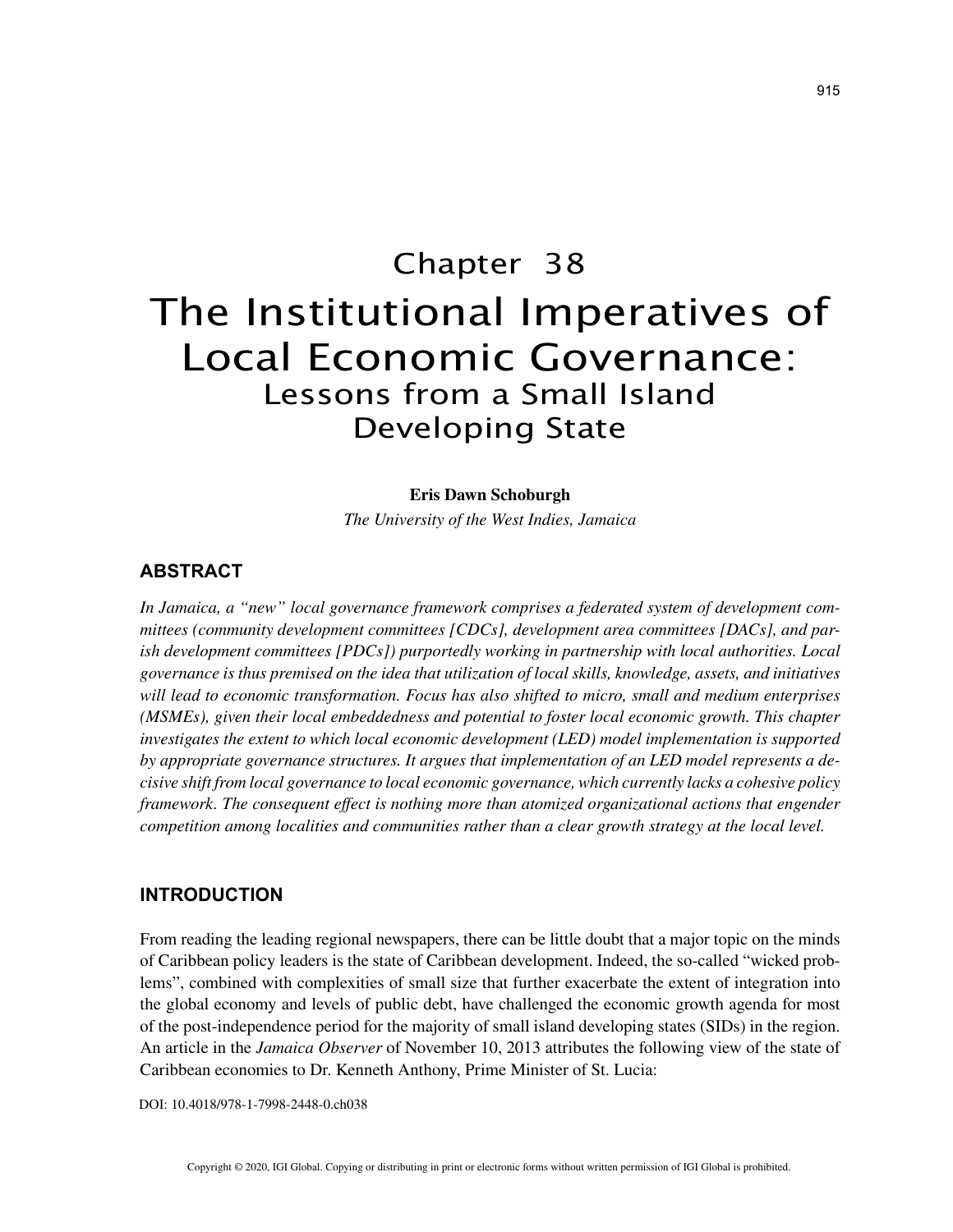# Chapter 38
# The Institutional Imperatives of Local Economic Governance:
## Lessons from a Small Island Developing State

**Eris Dawn Schoburgh**
*The University of the West Indies, Jamaica*

## ABSTRACT

*In Jamaica, a "new" local governance framework comprises a federated system of development committees (community development committees [CDCs], development area committees [DACs], and parish development committees [PDCs]) purportedly working in partnership with local authorities. Local governance is thus premised on the idea that utilization of local skills, knowledge, assets, and initiatives will lead to economic transformation. Focus has also shifted to micro, small and medium enterprises (MSMEs), given their local embeddedness and potential to foster local economic growth. This chapter investigates the extent to which local economic development (LED) model implementation is supported by appropriate governance structures. It argues that implementation of an LED model represents a decisive shift from local governance to local economic governance, which currently lacks a cohesive policy framework. The consequent effect is nothing more than atomized organizational actions that engender competition among localities and communities rather than a clear growth strategy at the local level.*

## INTRODUCTION

From reading the leading regional newspapers, there can be little doubt that a major topic on the minds of Caribbean policy leaders is the state of Caribbean development. Indeed, the so-called "wicked problems", combined with complexities of small size that further exacerbate the extent of integration into the global economy and levels of public debt, have challenged the economic growth agenda for most of the post-independence period for the majority of small island developing states (SIDs) in the region. An article in the *Jamaica Observer* of November 10, 2013 attributes the following view of the state of Caribbean economies to Dr. Kenneth Anthony, Prime Minister of St. Lucia:

DOI: 10.4018/978-1-7998-2448-0.ch038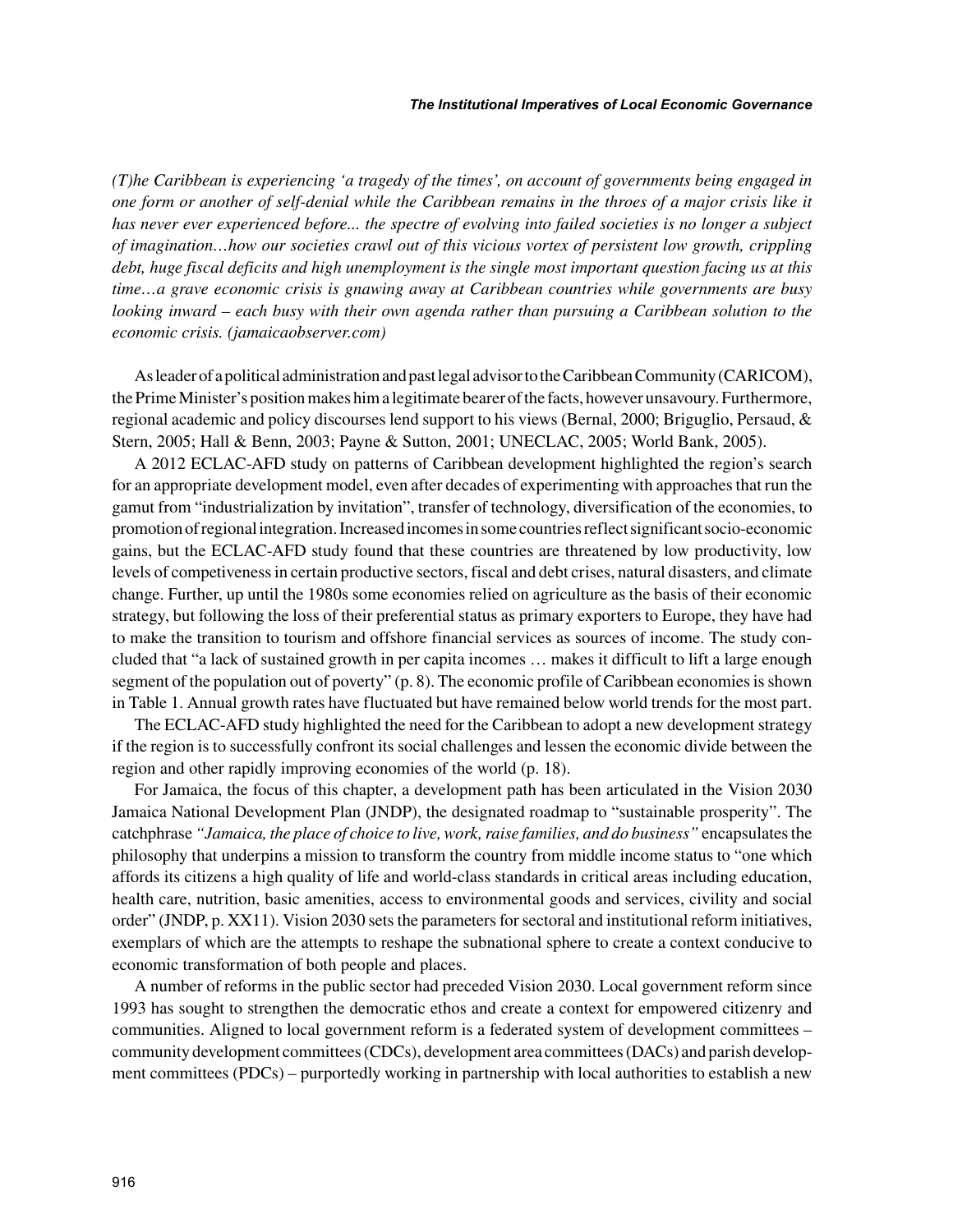*(T)he Caribbean is experiencing 'a tragedy of the times', on account of governments being engaged in one form or another of self-denial while the Caribbean remains in the throes of a major crisis like it has never ever experienced before... the spectre of evolving into failed societies is no longer a subject of imagination…how our societies crawl out of this vicious vortex of persistent low growth, crippling debt, huge fiscal deficits and high unemployment is the single most important question facing us at this time…a grave economic crisis is gnawing away at Caribbean countries while governments are busy looking inward – each busy with their own agenda rather than pursuing a Caribbean solution to the economic crisis. (jamaicaobserver.com)*

As leader of a political administration and past legal advisor to the Caribbean Community (CARICOM), the Prime Minister's position makes him a legitimate bearer of the facts, however unsavoury. Furthermore, regional academic and policy discourses lend support to his views (Bernal, 2000; Briguglio, Persaud, & Stern, 2005; Hall & Benn, 2003; Payne & Sutton, 2001; UNECLAC, 2005; World Bank, 2005).

A 2012 ECLAC-AFD study on patterns of Caribbean development highlighted the region's search for an appropriate development model, even after decades of experimenting with approaches that run the gamut from "industrialization by invitation", transfer of technology, diversification of the economies, to promotion of regional integration. Increased incomes in some countries reflect significant socio-economic gains, but the ECLAC-AFD study found that these countries are threatened by low productivity, low levels of competiveness in certain productive sectors, fiscal and debt crises, natural disasters, and climate change. Further, up until the 1980s some economies relied on agriculture as the basis of their economic strategy, but following the loss of their preferential status as primary exporters to Europe, they have had to make the transition to tourism and offshore financial services as sources of income. The study concluded that "a lack of sustained growth in per capita incomes … makes it difficult to lift a large enough segment of the population out of poverty" (p. 8). The economic profile of Caribbean economies is shown in Table 1. Annual growth rates have fluctuated but have remained below world trends for the most part.

The ECLAC-AFD study highlighted the need for the Caribbean to adopt a new development strategy if the region is to successfully confront its social challenges and lessen the economic divide between the region and other rapidly improving economies of the world (p. 18).

For Jamaica, the focus of this chapter, a development path has been articulated in the Vision 2030 Jamaica National Development Plan (JNDP), the designated roadmap to "sustainable prosperity". The catchphrase *"Jamaica, the place of choice to live, work, raise families, and do business"* encapsulates the philosophy that underpins a mission to transform the country from middle income status to "one which affords its citizens a high quality of life and world-class standards in critical areas including education, health care, nutrition, basic amenities, access to environmental goods and services, civility and social order" (JNDP, p. XX11). Vision 2030 sets the parameters for sectoral and institutional reform initiatives, exemplars of which are the attempts to reshape the subnational sphere to create a context conducive to economic transformation of both people and places.

A number of reforms in the public sector had preceded Vision 2030. Local government reform since 1993 has sought to strengthen the democratic ethos and create a context for empowered citizenry and communities. Aligned to local government reform is a federated system of development committees – community development committees (CDCs), development area committees (DACs) and parish development committees (PDCs) – purportedly working in partnership with local authorities to establish a new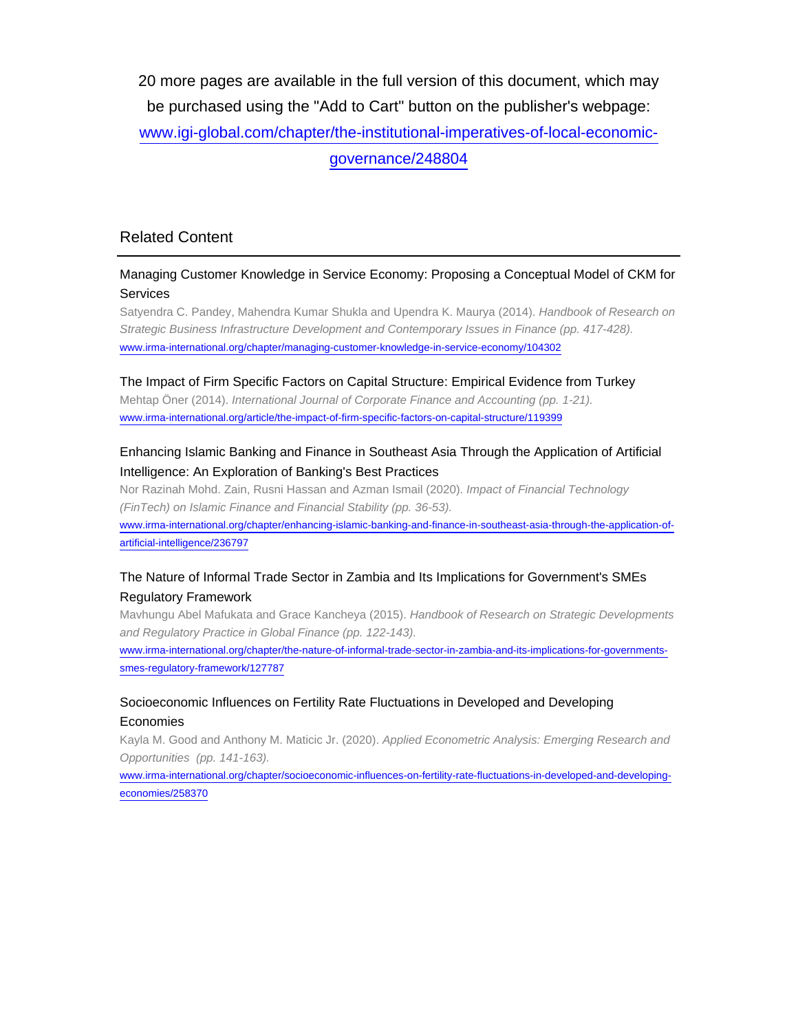20 more pages are available in the full version of this document, which may be purchased using the "Add to Cart" button on the publisher's webpage: www.igi-global.com/chapter/the-institutional-imperatives-of-local-economic-governance/248804

## Related Content

**Managing Customer Knowledge in Service Economy: Proposing a Conceptual Model of CKM for Services**

Satyendra C. Pandey, Mahendra Kumar Shukla and Upendra K. Maurya (2014). *Handbook of Research on Strategic Business Infrastructure Development and Contemporary Issues in Finance (pp. 417-428).*

www.irma-international.org/chapter/managing-customer-knowledge-in-service-economy/104302

**The Impact of Firm Specific Factors on Capital Structure: Empirical Evidence from Turkey**

Mehtap Öner (2014). *International Journal of Corporate Finance and Accounting (pp. 1-21).*

www.irma-international.org/article/the-impact-of-firm-specific-factors-on-capital-structure/119399

**Enhancing Islamic Banking and Finance in Southeast Asia Through the Application of Artificial Intelligence: An Exploration of Banking's Best Practices**

Nor Razinah Mohd. Zain, Rusni Hassan and Azman Ismail (2020). *Impact of Financial Technology (FinTech) on Islamic Finance and Financial Stability (pp. 36-53).*

www.irma-international.org/chapter/enhancing-islamic-banking-and-finance-in-southeast-asia-through-the-application-of-artificial-intelligence/236797

**The Nature of Informal Trade Sector in Zambia and Its Implications for Government's SMEs Regulatory Framework**

Mavhungu Abel Mafukata and Grace Kancheya (2015). *Handbook of Research on Strategic Developments and Regulatory Practice in Global Finance (pp. 122-143).*

www.irma-international.org/chapter/the-nature-of-informal-trade-sector-in-zambia-and-its-implications-for-governments-smes-regulatory-framework/127787

**Socioeconomic Influences on Fertility Rate Fluctuations in Developed and Developing Economies**

Kayla M. Good and Anthony M. Maticic Jr. (2020). *Applied Econometric Analysis: Emerging Research and Opportunities (pp. 141-163).*

www.irma-international.org/chapter/socioeconomic-influences-on-fertility-rate-fluctuations-in-developed-and-developing-economies/258370